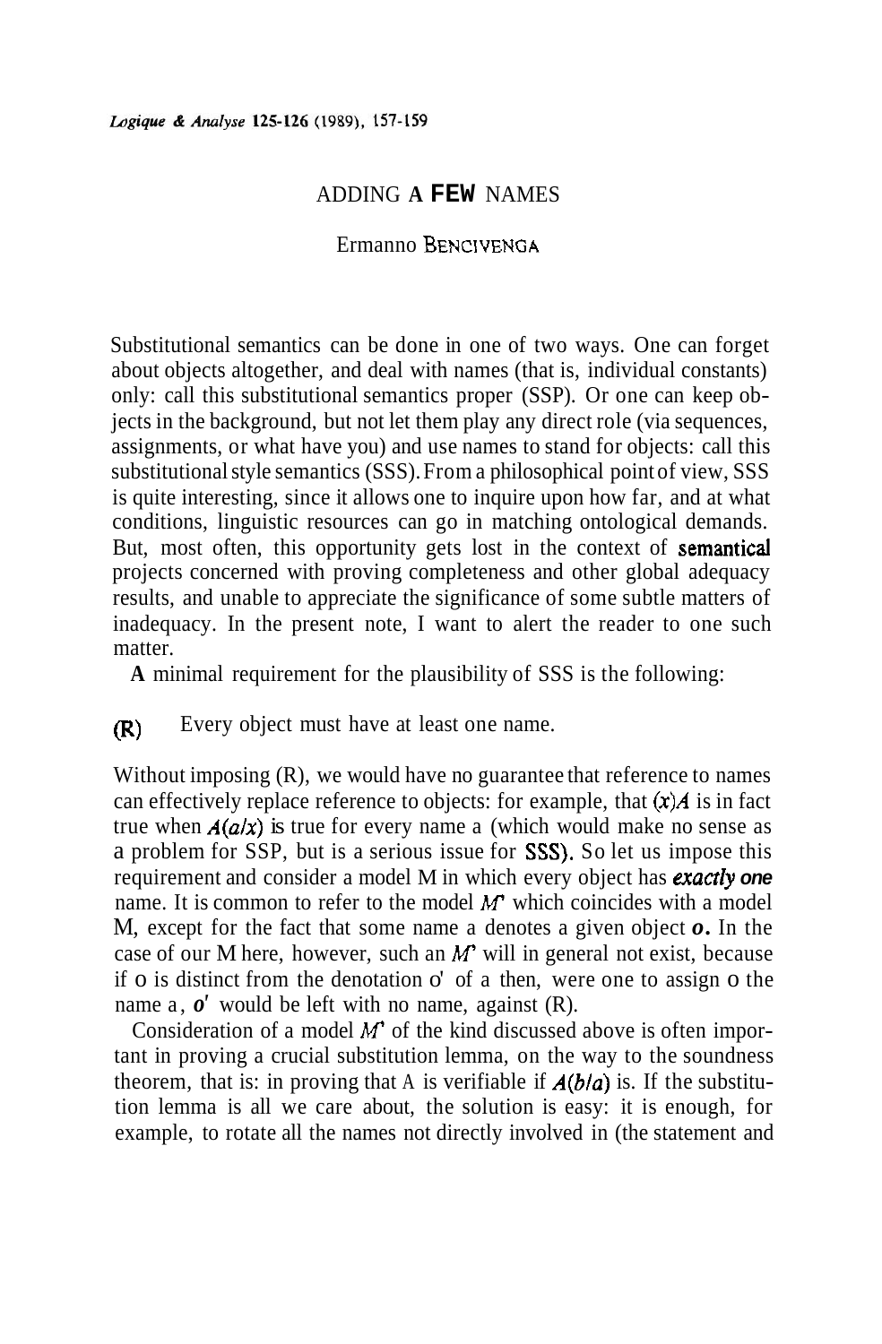# ADDING A FEW NAMES

Ermanno BENCIVENGA

Substitutional semantics can be done in one of two ways. One can forget about objects altogether, and deal with names (that is, individual constants) only: call this substitutional semantics proper (SSP). Or one can keep objects in the background, but not let them play any direct role (via sequences, assignments, or what have you) and use names to stand for objects: call this substitutional style semantics (SSS). From a philosophical point of view, SSS is quite interesting, since it allows one to inquire upon how far, and at what conditions, linguistic resources can go in matching ontological demands. But, most often, this opportunity gets lost in the context of semantical projects concerned with proving completeness and other global adequacy results, and unable to appreciate the significance of some subtle matters of inadequacy. In the present note, I want to alert the reader to one such matter.

A minimal requirement for the plausibility of SSS is the following:

(R) Every object must have at least one name.

Without imposing (R), we would have no guarantee that reference to names can effectively replace reference to objects: for example, that $(x)A$ is in fact true when $A(a/x)$ is true for every name a (which would make no sense as a problem for SSP, but is a serious issue for SSS). So let us impose this requirement and consider a model M in which every object has ***exactly one*** name. It is common to refer to the model $M'$ which coincides with a model M, except for the fact that some name a denotes a given object ***o***. In the case of our M here, however, such an $M'$ will in general not exist, because if o is distinct from the denotation o' of a then, were one to assign o the name a, $o'$ would be left with no name, against (R).

Consideration of a model $M'$ of the kind discussed above is often important in proving a crucial substitution lemma, on the way to the soundness theorem, that is: in proving that A is verifiable if $A(b/a)$ is. If the substitution lemma is all we care about, the solution is easy: it is enough, for example, to rotate all the names not directly involved in (the statement and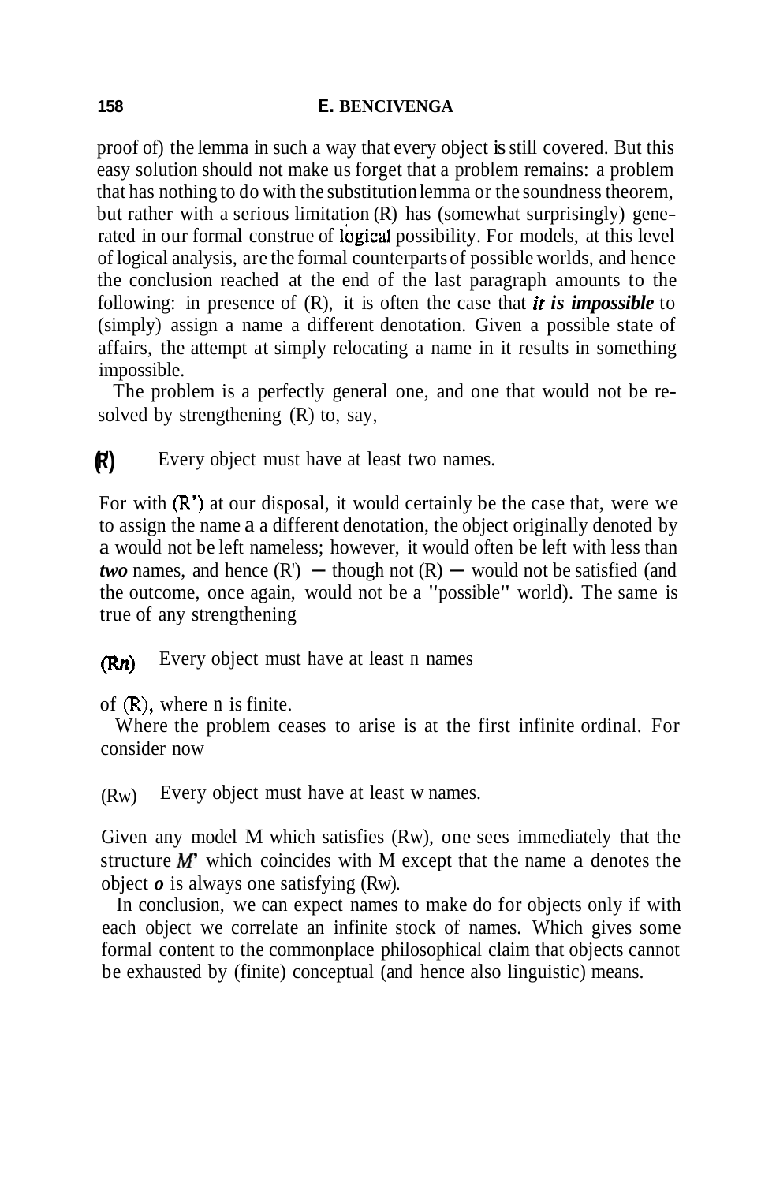proof of) the lemma in such a way that every object is still covered. But this easy solution should not make us forget that a problem remains: a problem that has nothing to do with the substitution lemma or the soundness theorem, but rather with a serious limitation (R) has (somewhat surprisingly) generated in our formal construe of logical possibility. For models, at this level of logical analysis, are the formal counterparts of possible worlds, and hence the conclusion reached at the end of the last paragraph amounts to the following: in presence of (R), it is often the case that ***it is impossible*** to (simply) assign a name a different denotation. Given a possible state of affairs, the attempt at simply relocating a name in it results in something impossible.

The problem is a perfectly general one, and one that would not be resolved by strengthening (R) to, say,

(R') Every object must have at least two names.

For with (R') at our disposal, it would certainly be the case that, were we to assign the name a a different denotation, the object originally denoted by a would not be left nameless; however, it would often be left with less than ***two*** names, and hence (R') — though not (R) — would not be satisfied (and the outcome, once again, would not be a "possible" world). The same is true of any strengthening

($Rn$) Every object must have at least n names

of (R), where n is finite.

Where the problem ceases to arise is at the first infinite ordinal. For consider now

($R\omega$) Every object must have at least $\omega$ names.

Given any model M which satisfies ($R\omega$), one sees immediately that the structure *M'* which coincides with M except that the name a denotes the object ***o*** is always one satisfying ($R\omega$).

In conclusion, we can expect names to make do for objects only if with each object we correlate an infinite stock of names. Which gives some formal content to the commonplace philosophical claim that objects cannot be exhausted by (finite) conceptual (and hence also linguistic) means.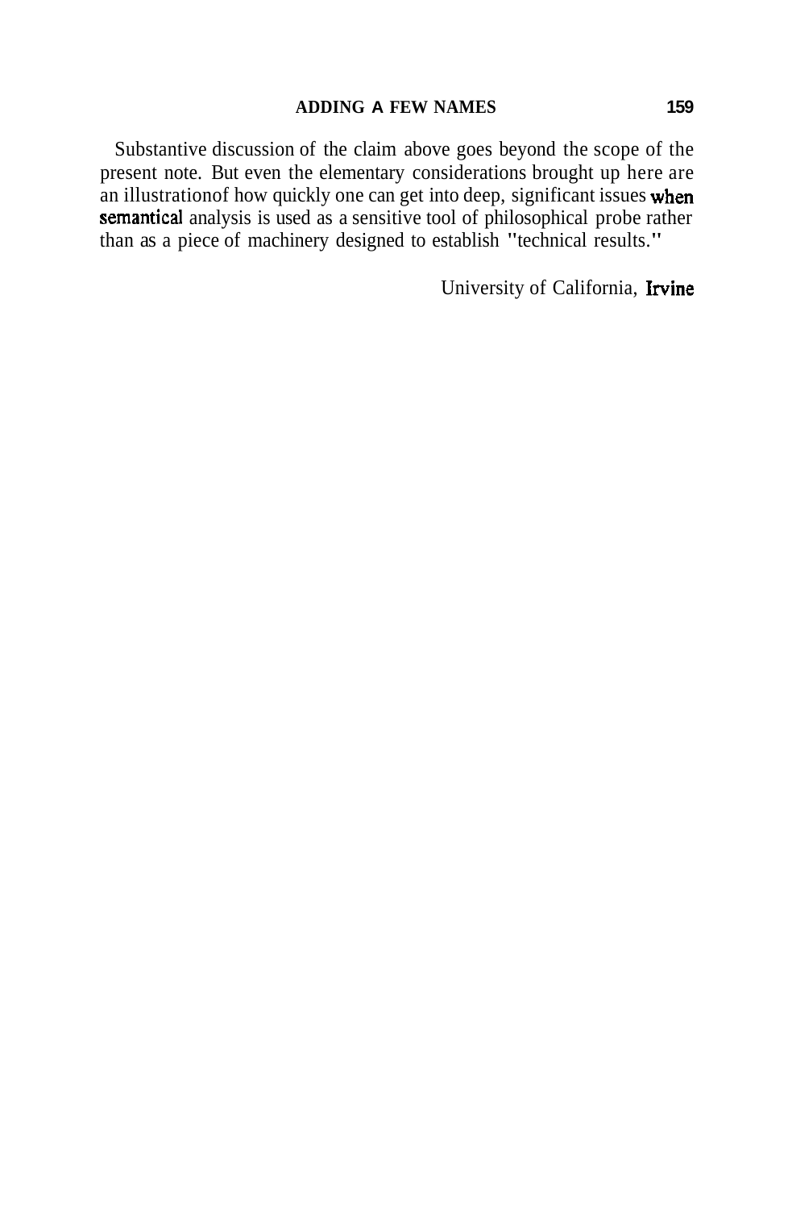Substantive discussion of the claim above goes beyond the scope of the present note. But even the elementary considerations brought up here are an illustration of how quickly one can get into deep, significant issues when semantical analysis is used as a sensitive tool of philosophical probe rather than as a piece of machinery designed to establish "technical results."

University of California, Irvine